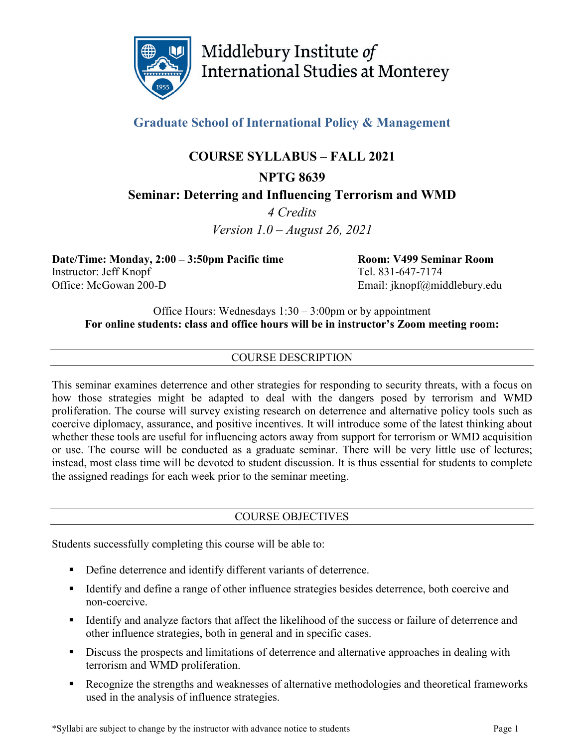Middlebury Institute *of* International Studies at Monterey

## Graduate School of International Policy & Management

# COURSE SYLLABUS – FALL 2021

## NPTG 8639

## Seminar: Deterring and Influencing Terrorism and WMD

*4 Credits*

*Version 1.0 – August 26, 2021*

**Date/Time: Monday, 2:00 – 3:50pm Pacific time**
Instructor: Jeff Knopf
Office: McGowan 200-D

**Room: V499 Seminar Room**
Tel. 831-647-7174
Email: jknopf@middlebury.edu

Office Hours: Wednesdays 1:30 – 3:00pm or by appointment
**For online students: class and office hours will be in instructor's Zoom meeting room:**

## COURSE DESCRIPTION

This seminar examines deterrence and other strategies for responding to security threats, with a focus on how those strategies might be adapted to deal with the dangers posed by terrorism and WMD proliferation. The course will survey existing research on deterrence and alternative policy tools such as coercive diplomacy, assurance, and positive incentives. It will introduce some of the latest thinking about whether these tools are useful for influencing actors away from support for terrorism or WMD acquisition or use. The course will be conducted as a graduate seminar. There will be very little use of lectures; instead, most class time will be devoted to student discussion. It is thus essential for students to complete the assigned readings for each week prior to the seminar meeting.

## COURSE OBJECTIVES

Students successfully completing this course will be able to:

- Define deterrence and identify different variants of deterrence.
- Identify and define a range of other influence strategies besides deterrence, both coercive and non-coercive.
- Identify and analyze factors that affect the likelihood of the success or failure of deterrence and other influence strategies, both in general and in specific cases.
- Discuss the prospects and limitations of deterrence and alternative approaches in dealing with terrorism and WMD proliferation.
- Recognize the strengths and weaknesses of alternative methodologies and theoretical frameworks used in the analysis of influence strategies.

*Syllabi are subject to change by the instructor with advance notice to students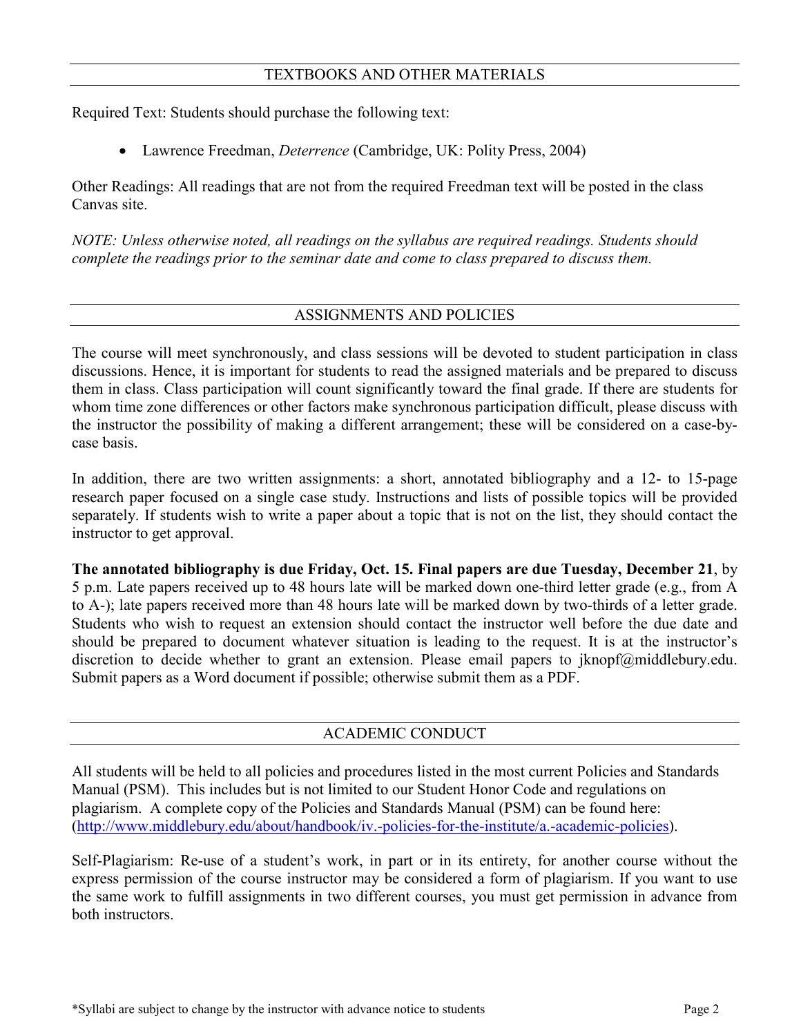## TEXTBOOKS AND OTHER MATERIALS

Required Text: Students should purchase the following text:

- Lawrence Freedman, *Deterrence* (Cambridge, UK: Polity Press, 2004)

Other Readings: All readings that are not from the required Freedman text will be posted in the class Canvas site.

*NOTE: Unless otherwise noted, all readings on the syllabus are required readings. Students should complete the readings prior to the seminar date and come to class prepared to discuss them.*

## ASSIGNMENTS AND POLICIES

The course will meet synchronously, and class sessions will be devoted to student participation in class discussions. Hence, it is important for students to read the assigned materials and be prepared to discuss them in class. Class participation will count significantly toward the final grade. If there are students for whom time zone differences or other factors make synchronous participation difficult, please discuss with the instructor the possibility of making a different arrangement; these will be considered on a case-by-case basis.

In addition, there are two written assignments: a short, annotated bibliography and a 12- to 15-page research paper focused on a single case study. Instructions and lists of possible topics will be provided separately. If students wish to write a paper about a topic that is not on the list, they should contact the instructor to get approval.

**The annotated bibliography is due Friday, Oct. 15. Final papers are due Tuesday, December 21**, by 5 p.m. Late papers received up to 48 hours late will be marked down one-third letter grade (e.g., from A to A-); late papers received more than 48 hours late will be marked down by two-thirds of a letter grade. Students who wish to request an extension should contact the instructor well before the due date and should be prepared to document whatever situation is leading to the request. It is at the instructor's discretion to decide whether to grant an extension. Please email papers to jknopf@middlebury.edu. Submit papers as a Word document if possible; otherwise submit them as a PDF.

## ACADEMIC CONDUCT

All students will be held to all policies and procedures listed in the most current Policies and Standards Manual (PSM). This includes but is not limited to our Student Honor Code and regulations on plagiarism. A complete copy of the Policies and Standards Manual (PSM) can be found here: (http://www.middlebury.edu/about/handbook/iv.-policies-for-the-institute/a.-academic-policies).

Self-Plagiarism: Re-use of a student's work, in part or in its entirety, for another course without the express permission of the course instructor may be considered a form of plagiarism. If you want to use the same work to fulfill assignments in two different courses, you must get permission in advance from both instructors.

*Syllabi are subject to change by the instructor with advance notice to students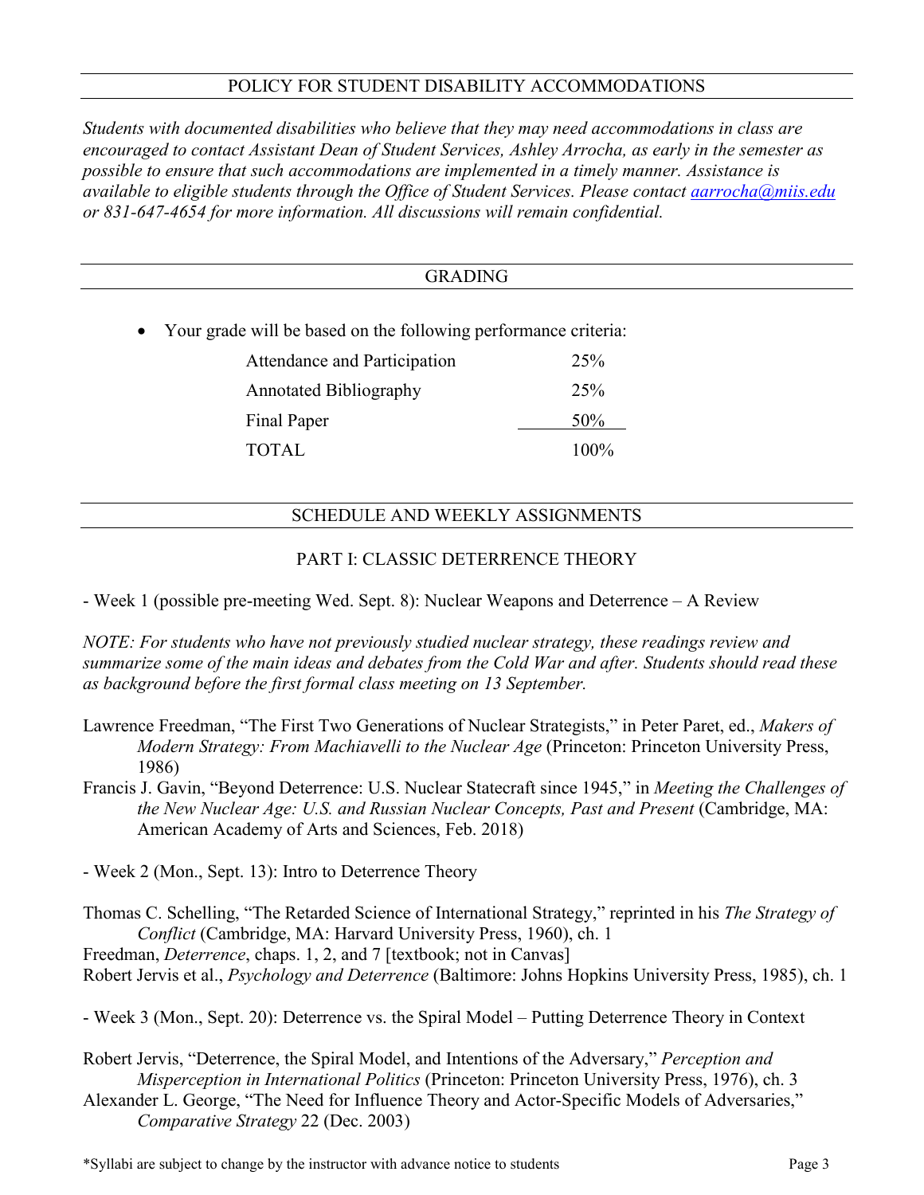## POLICY FOR STUDENT DISABILITY ACCOMMODATIONS

*Students with documented disabilities who believe that they may need accommodations in class are encouraged to contact Assistant Dean of Student Services, Ashley Arrocha, as early in the semester as possible to ensure that such accommodations are implemented in a timely manner. Assistance is available to eligible students through the Office of Student Services. Please contact [aarrocha@miis.edu](mailto:aarrocha@miis.edu) or 831-647-4654 for more information. All discussions will remain confidential.*

## GRADING

- Your grade will be based on the following performance criteria:

| | |
|---|---|
| Attendance and Participation | 25% |
| Annotated Bibliography | 25% |
| Final Paper | 50% |
| TOTAL | 100% |

## SCHEDULE AND WEEKLY ASSIGNMENTS

### PART I: CLASSIC DETERRENCE THEORY

- Week 1 (possible pre-meeting Wed. Sept. 8): Nuclear Weapons and Deterrence – A Review

*NOTE: For students who have not previously studied nuclear strategy, these readings review and summarize some of the main ideas and debates from the Cold War and after. Students should read these as background before the first formal class meeting on 13 September.*

Lawrence Freedman, "The First Two Generations of Nuclear Strategists," in Peter Paret, ed., *Makers of Modern Strategy: From Machiavelli to the Nuclear Age* (Princeton: Princeton University Press, 1986)

Francis J. Gavin, "Beyond Deterrence: U.S. Nuclear Statecraft since 1945," in *Meeting the Challenges of the New Nuclear Age: U.S. and Russian Nuclear Concepts, Past and Present* (Cambridge, MA: American Academy of Arts and Sciences, Feb. 2018)

- Week 2 (Mon., Sept. 13): Intro to Deterrence Theory

Thomas C. Schelling, "The Retarded Science of International Strategy," reprinted in his *The Strategy of Conflict* (Cambridge, MA: Harvard University Press, 1960), ch. 1

Freedman, *Deterrence*, chaps. 1, 2, and 7 [textbook; not in Canvas]

Robert Jervis et al., *Psychology and Deterrence* (Baltimore: Johns Hopkins University Press, 1985), ch. 1

- Week 3 (Mon., Sept. 20): Deterrence vs. the Spiral Model – Putting Deterrence Theory in Context

Robert Jervis, "Deterrence, the Spiral Model, and Intentions of the Adversary," *Perception and Misperception in International Politics* (Princeton: Princeton University Press, 1976), ch. 3

Alexander L. George, "The Need for Influence Theory and Actor-Specific Models of Adversaries," *Comparative Strategy* 22 (Dec. 2003)

*Syllabi are subject to change by the instructor with advance notice to students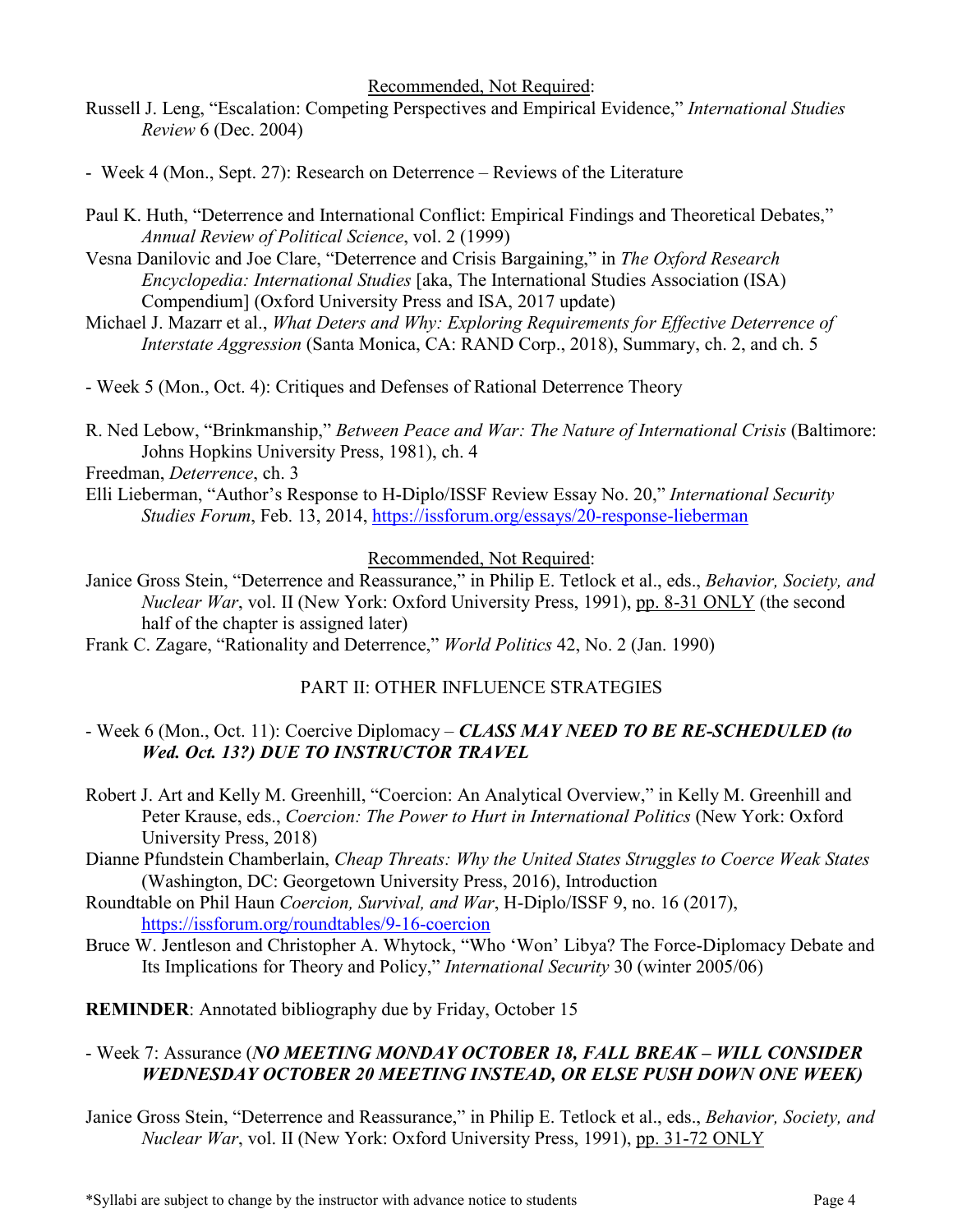<u>Recommended, Not Required</u>:

Russell J. Leng, "Escalation: Competing Perspectives and Empirical Evidence," *International Studies Review* 6 (Dec. 2004)

- Week 4 (Mon., Sept. 27): Research on Deterrence – Reviews of the Literature

Paul K. Huth, "Deterrence and International Conflict: Empirical Findings and Theoretical Debates," *Annual Review of Political Science*, vol. 2 (1999)

Vesna Danilovic and Joe Clare, "Deterrence and Crisis Bargaining," in *The Oxford Research Encyclopedia: International Studies* [aka, The International Studies Association (ISA) Compendium] (Oxford University Press and ISA, 2017 update)

Michael J. Mazarr et al., *What Deters and Why: Exploring Requirements for Effective Deterrence of Interstate Aggression* (Santa Monica, CA: RAND Corp., 2018), Summary, ch. 2, and ch. 5

- Week 5 (Mon., Oct. 4): Critiques and Defenses of Rational Deterrence Theory

R. Ned Lebow, "Brinkmanship," *Between Peace and War: The Nature of International Crisis* (Baltimore: Johns Hopkins University Press, 1981), ch. 4

Freedman, *Deterrence*, ch. 3

Elli Lieberman, "Author's Response to H-Diplo/ISSF Review Essay No. 20," *International Security Studies Forum*, Feb. 13, 2014, https://issforum.org/essays/20-response-lieberman

<u>Recommended, Not Required</u>:

Janice Gross Stein, "Deterrence and Reassurance," in Philip E. Tetlock et al., eds., *Behavior, Society, and Nuclear War*, vol. II (New York: Oxford University Press, 1991), <u>pp. 8-31 ONLY</u> (the second half of the chapter is assigned later)

Frank C. Zagare, "Rationality and Deterrence," *World Politics* 42, No. 2 (Jan. 1990)

## PART II: OTHER INFLUENCE STRATEGIES

- Week 6 (Mon., Oct. 11): Coercive Diplomacy – ***CLASS MAY NEED TO BE RE-SCHEDULED (to Wed. Oct. 13?) DUE TO INSTRUCTOR TRAVEL***

Robert J. Art and Kelly M. Greenhill, "Coercion: An Analytical Overview," in Kelly M. Greenhill and Peter Krause, eds., *Coercion: The Power to Hurt in International Politics* (New York: Oxford University Press, 2018)

Dianne Pfundstein Chamberlain, *Cheap Threats: Why the United States Struggles to Coerce Weak States* (Washington, DC: Georgetown University Press, 2016), Introduction

Roundtable on Phil Haun *Coercion, Survival, and War*, H-Diplo/ISSF 9, no. 16 (2017), https://issforum.org/roundtables/9-16-coercion

Bruce W. Jentleson and Christopher A. Whytock, "Who 'Won' Libya? The Force-Diplomacy Debate and Its Implications for Theory and Policy," *International Security* 30 (winter 2005/06)

**REMINDER**: Annotated bibliography due by Friday, October 15

- Week 7: Assurance (***NO MEETING MONDAY OCTOBER 18, FALL BREAK – WILL CONSIDER WEDNESDAY OCTOBER 20 MEETING INSTEAD, OR ELSE PUSH DOWN ONE WEEK)***

Janice Gross Stein, "Deterrence and Reassurance," in Philip E. Tetlock et al., eds., *Behavior, Society, and Nuclear War*, vol. II (New York: Oxford University Press, 1991), <u>pp. 31-72 ONLY</u>

*Syllabi are subject to change by the instructor with advance notice to students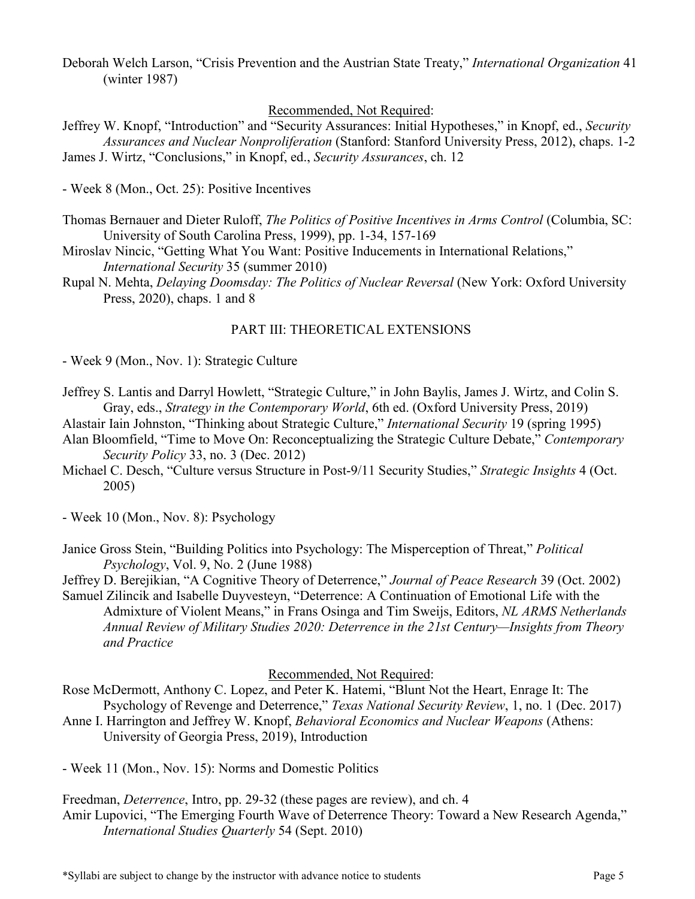Deborah Welch Larson, "Crisis Prevention and the Austrian State Treaty," *International Organization* 41 (winter 1987)

Recommended, Not Required:

Jeffrey W. Knopf, "Introduction" and "Security Assurances: Initial Hypotheses," in Knopf, ed., *Security Assurances and Nuclear Nonproliferation* (Stanford: Stanford University Press, 2012), chaps. 1-2

James J. Wirtz, "Conclusions," in Knopf, ed., *Security Assurances*, ch. 12

- Week 8 (Mon., Oct. 25): Positive Incentives

Thomas Bernauer and Dieter Ruloff, *The Politics of Positive Incentives in Arms Control* (Columbia, SC: University of South Carolina Press, 1999), pp. 1-34, 157-169

Miroslav Nincic, "Getting What You Want: Positive Inducements in International Relations," *International Security* 35 (summer 2010)

Rupal N. Mehta, *Delaying Doomsday: The Politics of Nuclear Reversal* (New York: Oxford University Press, 2020), chaps. 1 and 8

## PART III: THEORETICAL EXTENSIONS

- Week 9 (Mon., Nov. 1): Strategic Culture

Jeffrey S. Lantis and Darryl Howlett, "Strategic Culture," in John Baylis, James J. Wirtz, and Colin S. Gray, eds., *Strategy in the Contemporary World*, 6th ed. (Oxford University Press, 2019)

Alastair Iain Johnston, "Thinking about Strategic Culture," *International Security* 19 (spring 1995)

Alan Bloomfield, "Time to Move On: Reconceptualizing the Strategic Culture Debate," *Contemporary Security Policy* 33, no. 3 (Dec. 2012)

Michael C. Desch, "Culture versus Structure in Post-9/11 Security Studies," *Strategic Insights* 4 (Oct. 2005)

- Week 10 (Mon., Nov. 8): Psychology

Janice Gross Stein, "Building Politics into Psychology: The Misperception of Threat," *Political Psychology*, Vol. 9, No. 2 (June 1988)

Jeffrey D. Berejikian, "A Cognitive Theory of Deterrence," *Journal of Peace Research* 39 (Oct. 2002)

Samuel Zilincik and Isabelle Duyvesteyn, "Deterrence: A Continuation of Emotional Life with the Admixture of Violent Means," in Frans Osinga and Tim Sweijs, Editors, *NL ARMS Netherlands Annual Review of Military Studies 2020: Deterrence in the 21st Century—Insights from Theory and Practice*

Recommended, Not Required:

Rose McDermott, Anthony C. Lopez, and Peter K. Hatemi, "Blunt Not the Heart, Enrage It: The Psychology of Revenge and Deterrence," *Texas National Security Review*, 1, no. 1 (Dec. 2017)

Anne I. Harrington and Jeffrey W. Knopf, *Behavioral Economics and Nuclear Weapons* (Athens: University of Georgia Press, 2019), Introduction

- Week 11 (Mon., Nov. 15): Norms and Domestic Politics

Freedman, *Deterrence*, Intro, pp. 29-32 (these pages are review), and ch. 4

Amir Lupovici, "The Emerging Fourth Wave of Deterrence Theory: Toward a New Research Agenda," *International Studies Quarterly* 54 (Sept. 2010)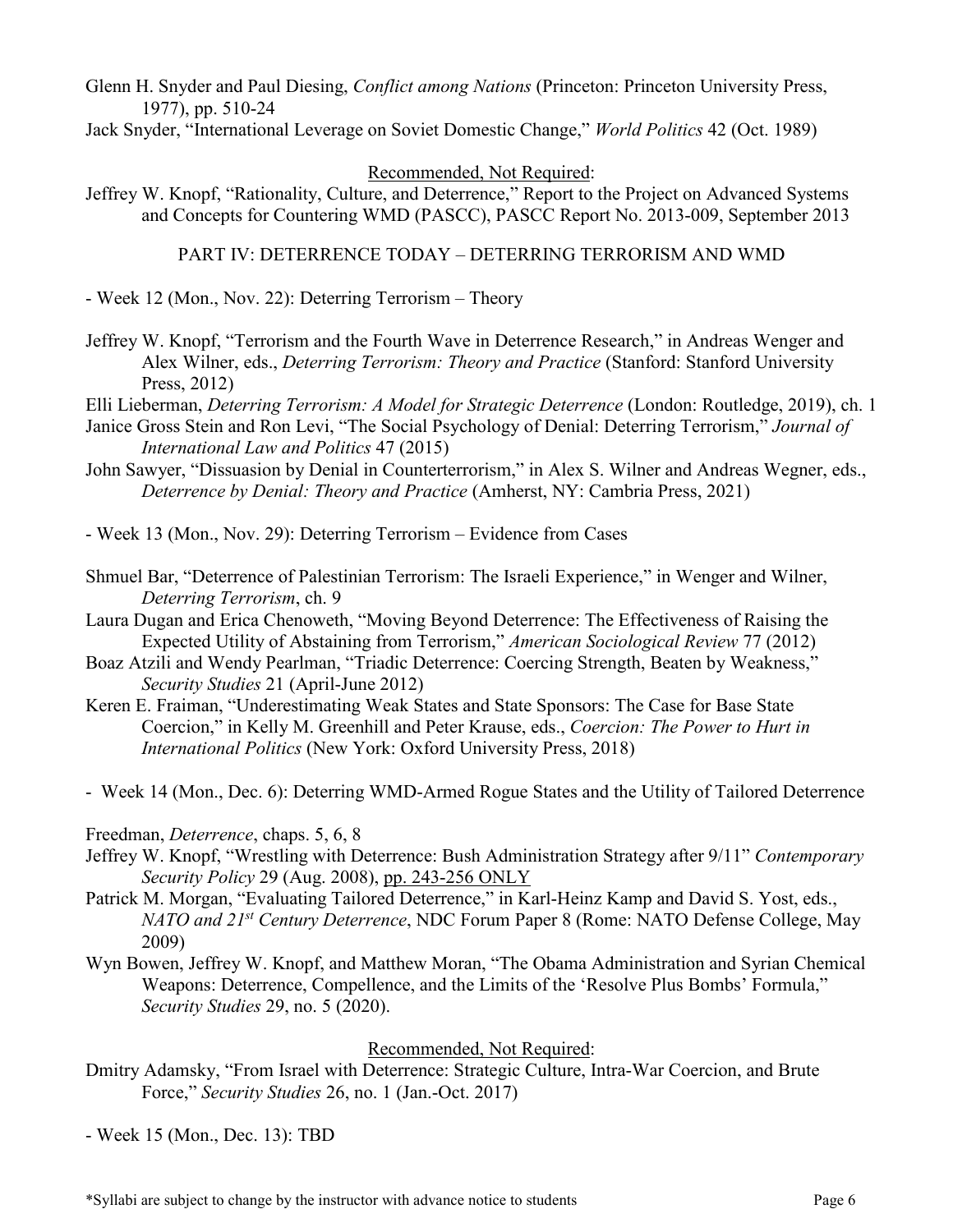Glenn H. Snyder and Paul Diesing, *Conflict among Nations* (Princeton: Princeton University Press, 1977), pp. 510-24

Jack Snyder, "International Leverage on Soviet Domestic Change," *World Politics* 42 (Oct. 1989)

Recommended, Not Required:

Jeffrey W. Knopf, "Rationality, Culture, and Deterrence," Report to the Project on Advanced Systems and Concepts for Countering WMD (PASCC), PASCC Report No. 2013-009, September 2013

## PART IV: DETERRENCE TODAY – DETERRING TERRORISM AND WMD

- Week 12 (Mon., Nov. 22): Deterring Terrorism – Theory

Jeffrey W. Knopf, "Terrorism and the Fourth Wave in Deterrence Research," in Andreas Wenger and Alex Wilner, eds., *Deterring Terrorism: Theory and Practice* (Stanford: Stanford University Press, 2012)

Elli Lieberman, *Deterring Terrorism: A Model for Strategic Deterrence* (London: Routledge, 2019), ch. 1

Janice Gross Stein and Ron Levi, "The Social Psychology of Denial: Deterring Terrorism," *Journal of International Law and Politics* 47 (2015)

John Sawyer, "Dissuasion by Denial in Counterterrorism," in Alex S. Wilner and Andreas Wegner, eds., *Deterrence by Denial: Theory and Practice* (Amherst, NY: Cambria Press, 2021)

- Week 13 (Mon., Nov. 29): Deterring Terrorism – Evidence from Cases

Shmuel Bar, "Deterrence of Palestinian Terrorism: The Israeli Experience," in Wenger and Wilner, *Deterring Terrorism*, ch. 9

Laura Dugan and Erica Chenoweth, "Moving Beyond Deterrence: The Effectiveness of Raising the Expected Utility of Abstaining from Terrorism," *American Sociological Review* 77 (2012)

Boaz Atzili and Wendy Pearlman, "Triadic Deterrence: Coercing Strength, Beaten by Weakness," *Security Studies* 21 (April-June 2012)

Keren E. Fraiman, "Underestimating Weak States and State Sponsors: The Case for Base State Coercion," in Kelly M. Greenhill and Peter Krause, eds., *Coercion: The Power to Hurt in International Politics* (New York: Oxford University Press, 2018)

- Week 14 (Mon., Dec. 6): Deterring WMD-Armed Rogue States and the Utility of Tailored Deterrence

Freedman, *Deterrence*, chaps. 5, 6, 8

Jeffrey W. Knopf, "Wrestling with Deterrence: Bush Administration Strategy after 9/11" *Contemporary Security Policy* 29 (Aug. 2008), pp. 243-256 ONLY

Patrick M. Morgan, "Evaluating Tailored Deterrence," in Karl-Heinz Kamp and David S. Yost, eds., *NATO and 21st Century Deterrence*, NDC Forum Paper 8 (Rome: NATO Defense College, May 2009)

Wyn Bowen, Jeffrey W. Knopf, and Matthew Moran, "The Obama Administration and Syrian Chemical Weapons: Deterrence, Compellence, and the Limits of the 'Resolve Plus Bombs' Formula," *Security Studies* 29, no. 5 (2020).

Recommended, Not Required:

Dmitry Adamsky, "From Israel with Deterrence: Strategic Culture, Intra-War Coercion, and Brute Force," *Security Studies* 26, no. 1 (Jan.-Oct. 2017)

- Week 15 (Mon., Dec. 13): TBD

*Syllabi are subject to change by the instructor with advance notice to students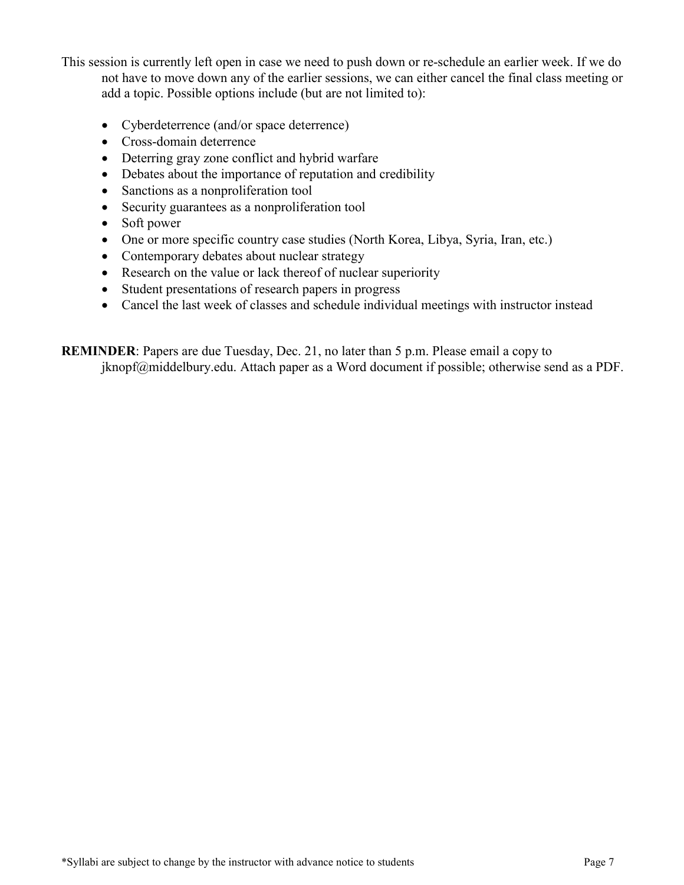This session is currently left open in case we need to push down or re-schedule an earlier week. If we do not have to move down any of the earlier sessions, we can either cancel the final class meeting or add a topic. Possible options include (but are not limited to):

- Cyberdeterrence (and/or space deterrence)
- Cross-domain deterrence
- Deterring gray zone conflict and hybrid warfare
- Debates about the importance of reputation and credibility
- Sanctions as a nonproliferation tool
- Security guarantees as a nonproliferation tool
- Soft power
- One or more specific country case studies (North Korea, Libya, Syria, Iran, etc.)
- Contemporary debates about nuclear strategy
- Research on the value or lack thereof of nuclear superiority
- Student presentations of research papers in progress
- Cancel the last week of classes and schedule individual meetings with instructor instead

**REMINDER**: Papers are due Tuesday, Dec. 21, no later than 5 p.m. Please email a copy to jknopf@middelbury.edu. Attach paper as a Word document if possible; otherwise send as a PDF.